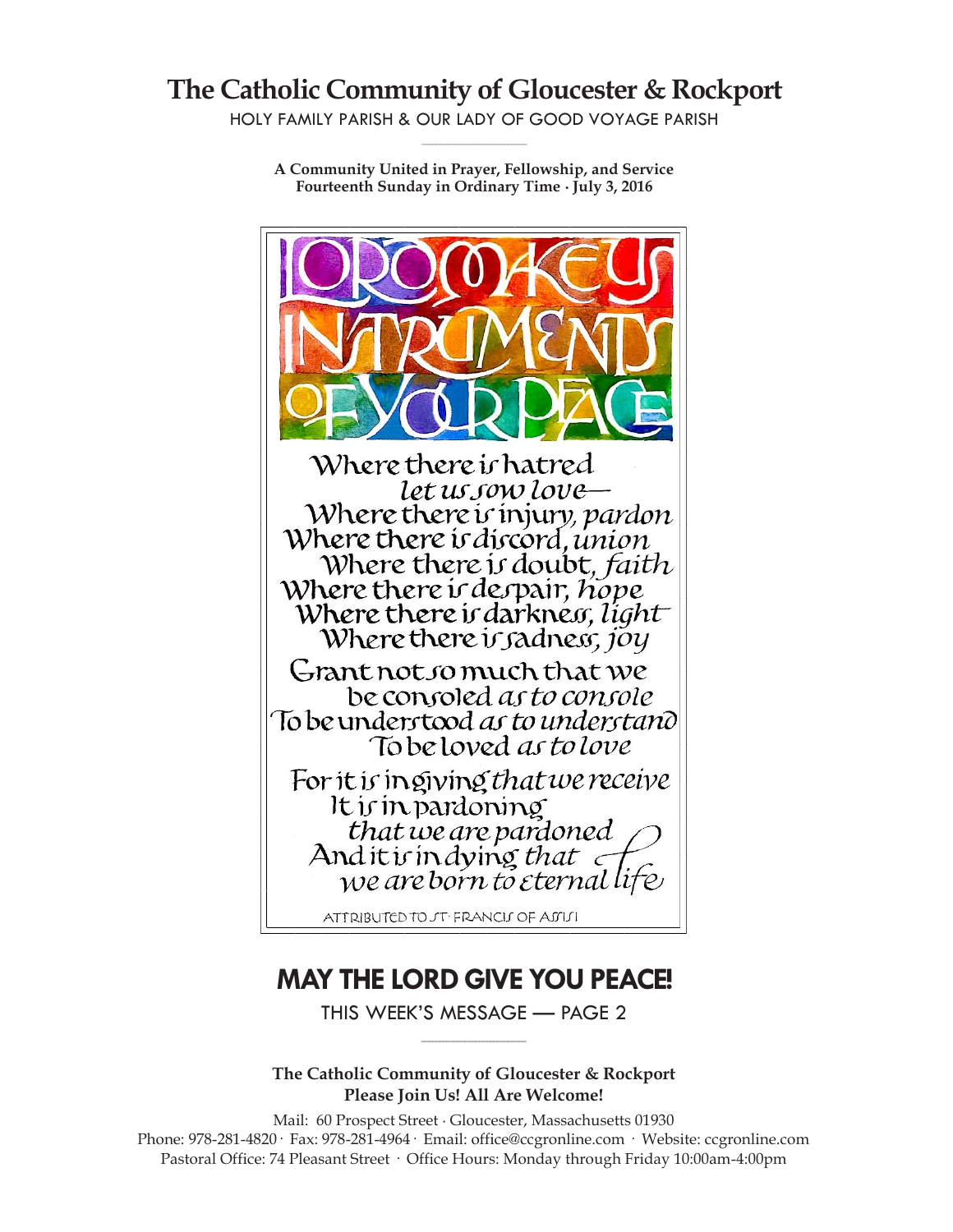# The Catholic Community of Gloucester & Rockport

HOLY FAMILY PARISH & OUR LADY OF GOOD VOYAGE PARISH

**A Community United in Prayer, Fellowship, and Service**
**Fourteenth Sunday in Ordinary Time · July 3, 2016**

LORD MAKE US INSTRUMENTS OF YOUR PEACE

Where there is hatred
*let us sow love*—
Where there is injury, *pardon*
Where there is discord, *union*
Where there is doubt, *faith*
Where there is despair, *hope*
Where there is darkness, *light*
Where there is sadness, *joy*

Grant not so much that we
be consoled *as to console*
To be understood *as to understand*
To be loved *as to love*

For it is in giving *that we receive*
It is in pardoning
*that we are pardoned*
And it is in dying *that
we are born to eternal life*

ATTRIBUTED TO ST. FRANCIS OF ASSISI

## MAY THE LORD GIVE YOU PEACE!

THIS WEEK'S MESSAGE — PAGE 2

**The Catholic Community of Gloucester & Rockport**
**Please Join Us! All Are Welcome!**

Mail: 60 Prospect Street · Gloucester, Massachusetts 01930
Phone: 978-281-4820 · Fax: 978-281-4964 · Email: office@ccgronline.com · Website: ccgronline.com
Pastoral Office: 74 Pleasant Street · Office Hours: Monday through Friday 10:00am-4:00pm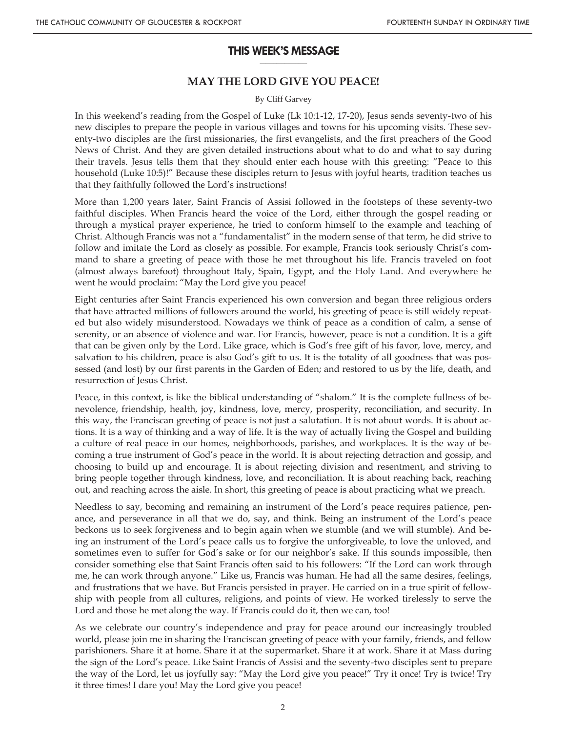## THIS WEEK'S MESSAGE

### MAY THE LORD GIVE YOU PEACE!

By Cliff Garvey

In this weekend's reading from the Gospel of Luke (Lk 10:1-12, 17-20), Jesus sends seventy-two of his new disciples to prepare the people in various villages and towns for his upcoming visits. These seventy-two disciples are the first missionaries, the first evangelists, and the first preachers of the Good News of Christ. And they are given detailed instructions about what to do and what to say during their travels. Jesus tells them that they should enter each house with this greeting: "Peace to this household (Luke 10:5)!" Because these disciples return to Jesus with joyful hearts, tradition teaches us that they faithfully followed the Lord's instructions!

More than 1,200 years later, Saint Francis of Assisi followed in the footsteps of these seventy-two faithful disciples. When Francis heard the voice of the Lord, either through the gospel reading or through a mystical prayer experience, he tried to conform himself to the example and teaching of Christ. Although Francis was not a "fundamentalist" in the modern sense of that term, he did strive to follow and imitate the Lord as closely as possible. For example, Francis took seriously Christ's command to share a greeting of peace with those he met throughout his life. Francis traveled on foot (almost always barefoot) throughout Italy, Spain, Egypt, and the Holy Land. And everywhere he went he would proclaim: "May the Lord give you peace!

Eight centuries after Saint Francis experienced his own conversion and began three religious orders that have attracted millions of followers around the world, his greeting of peace is still widely repeated but also widely misunderstood. Nowadays we think of peace as a condition of calm, a sense of serenity, or an absence of violence and war. For Francis, however, peace is not a condition. It is a gift that can be given only by the Lord. Like grace, which is God's free gift of his favor, love, mercy, and salvation to his children, peace is also God's gift to us. It is the totality of all goodness that was possessed (and lost) by our first parents in the Garden of Eden; and restored to us by the life, death, and resurrection of Jesus Christ.

Peace, in this context, is like the biblical understanding of "shalom." It is the complete fullness of benevolence, friendship, health, joy, kindness, love, mercy, prosperity, reconciliation, and security. In this way, the Franciscan greeting of peace is not just a salutation. It is not about words. It is about actions. It is a way of thinking and a way of life. It is the way of actually living the Gospel and building a culture of real peace in our homes, neighborhoods, parishes, and workplaces. It is the way of becoming a true instrument of God's peace in the world. It is about rejecting detraction and gossip, and choosing to build up and encourage. It is about rejecting division and resentment, and striving to bring people together through kindness, love, and reconciliation. It is about reaching back, reaching out, and reaching across the aisle. In short, this greeting of peace is about practicing what we preach.

Needless to say, becoming and remaining an instrument of the Lord's peace requires patience, penance, and perseverance in all that we do, say, and think. Being an instrument of the Lord's peace beckons us to seek forgiveness and to begin again when we stumble (and we will stumble). And being an instrument of the Lord's peace calls us to forgive the unforgiveable, to love the unloved, and sometimes even to suffer for God's sake or for our neighbor's sake. If this sounds impossible, then consider something else that Saint Francis often said to his followers: "If the Lord can work through me, he can work through anyone." Like us, Francis was human. He had all the same desires, feelings, and frustrations that we have. But Francis persisted in prayer. He carried on in a true spirit of fellowship with people from all cultures, religions, and points of view. He worked tirelessly to serve the Lord and those he met along the way. If Francis could do it, then we can, too!

As we celebrate our country's independence and pray for peace around our increasingly troubled world, please join me in sharing the Franciscan greeting of peace with your family, friends, and fellow parishioners. Share it at home. Share it at the supermarket. Share it at work. Share it at Mass during the sign of the Lord's peace. Like Saint Francis of Assisi and the seventy-two disciples sent to prepare the way of the Lord, let us joyfully say: "May the Lord give you peace!" Try it once! Try is twice! Try it three times! I dare you! May the Lord give you peace!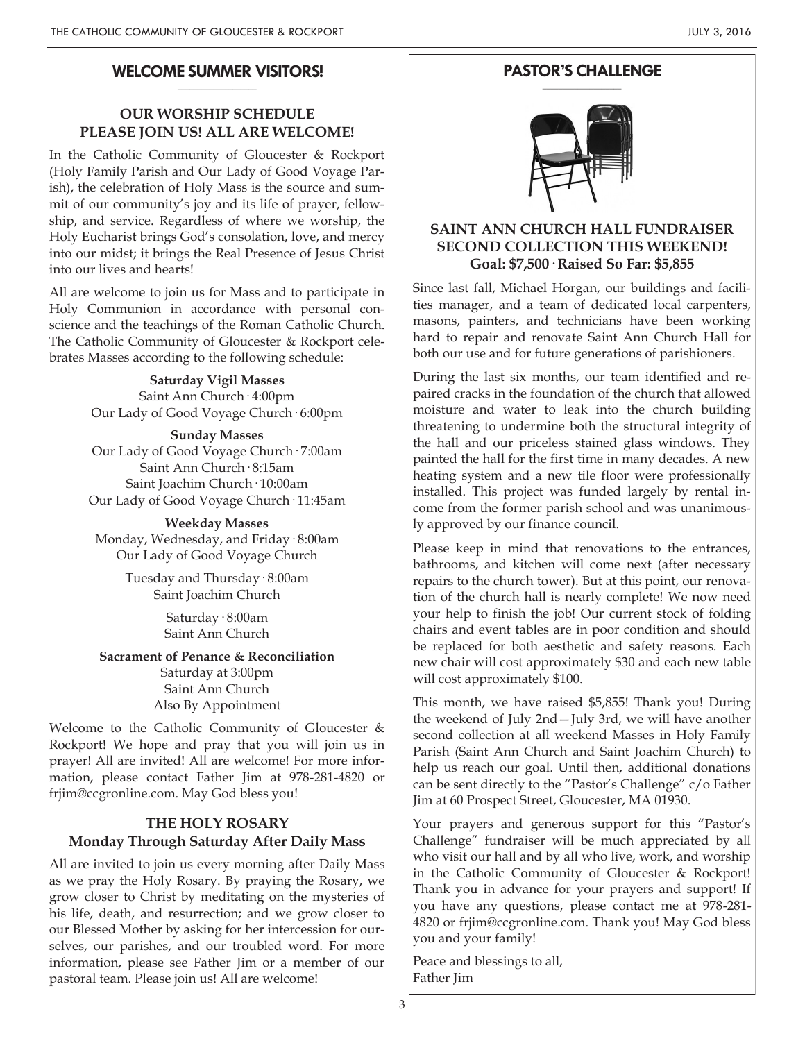## WELCOME SUMMER VISITORS!

### OUR WORSHIP SCHEDULE
### PLEASE JOIN US! ALL ARE WELCOME!

In the Catholic Community of Gloucester & Rockport (Holy Family Parish and Our Lady of Good Voyage Parish), the celebration of Holy Mass is the source and summit of our community's joy and its life of prayer, fellowship, and service. Regardless of where we worship, the Holy Eucharist brings God's consolation, love, and mercy into our midst; it brings the Real Presence of Jesus Christ into our lives and hearts!

All are welcome to join us for Mass and to participate in Holy Communion in accordance with personal conscience and the teachings of the Roman Catholic Church. The Catholic Community of Gloucester & Rockport celebrates Masses according to the following schedule:

**Saturday Vigil Masses**
Saint Ann Church · 4:00pm
Our Lady of Good Voyage Church · 6:00pm

**Sunday Masses**
Our Lady of Good Voyage Church · 7:00am
Saint Ann Church · 8:15am
Saint Joachim Church · 10:00am
Our Lady of Good Voyage Church · 11:45am

**Weekday Masses**
Monday, Wednesday, and Friday · 8:00am
Our Lady of Good Voyage Church

Tuesday and Thursday · 8:00am
Saint Joachim Church

Saturday · 8:00am
Saint Ann Church

**Sacrament of Penance & Reconciliation**
Saturday at 3:00pm
Saint Ann Church
Also By Appointment

Welcome to the Catholic Community of Gloucester & Rockport! We hope and pray that you will join us in prayer! All are invited! All are welcome! For more information, please contact Father Jim at 978-281-4820 or frjim@ccgronline.com. May God bless you!

### THE HOLY ROSARY
### Monday Through Saturday After Daily Mass

All are invited to join us every morning after Daily Mass as we pray the Holy Rosary. By praying the Rosary, we grow closer to Christ by meditating on the mysteries of his life, death, and resurrection; and we grow closer to our Blessed Mother by asking for her intercession for ourselves, our parishes, and our troubled word. For more information, please see Father Jim or a member of our pastoral team. Please join us! All are welcome!

## PASTOR'S CHALLENGE

### SAINT ANN CHURCH HALL FUNDRAISER
### SECOND COLLECTION THIS WEEKEND!
### Goal: $7,500 · Raised So Far: $5,855

Since last fall, Michael Horgan, our buildings and facilities manager, and a team of dedicated local carpenters, masons, painters, and technicians have been working hard to repair and renovate Saint Ann Church Hall for both our use and for future generations of parishioners.

During the last six months, our team identified and repaired cracks in the foundation of the church that allowed moisture and water to leak into the church building threatening to undermine both the structural integrity of the hall and our priceless stained glass windows. They painted the hall for the first time in many decades. A new heating system and a new tile floor were professionally installed. This project was funded largely by rental income from the former parish school and was unanimously approved by our finance council.

Please keep in mind that renovations to the entrances, bathrooms, and kitchen will come next (after necessary repairs to the church tower). But at this point, our renovation of the church hall is nearly complete! We now need your help to finish the job! Our current stock of folding chairs and event tables are in poor condition and should be replaced for both aesthetic and safety reasons. Each new chair will cost approximately $30 and each new table will cost approximately $100.

This month, we have raised $5,855! Thank you! During the weekend of July 2nd—July 3rd, we will have another second collection at all weekend Masses in Holy Family Parish (Saint Ann Church and Saint Joachim Church) to help us reach our goal. Until then, additional donations can be sent directly to the "Pastor's Challenge" c/o Father Jim at 60 Prospect Street, Gloucester, MA 01930.

Your prayers and generous support for this "Pastor's Challenge" fundraiser will be much appreciated by all who visit our hall and by all who live, work, and worship in the Catholic Community of Gloucester & Rockport! Thank you in advance for your prayers and support! If you have any questions, please contact me at 978-281-4820 or frjim@ccgronline.com. Thank you! May God bless you and your family!

Peace and blessings to all,
Father Jim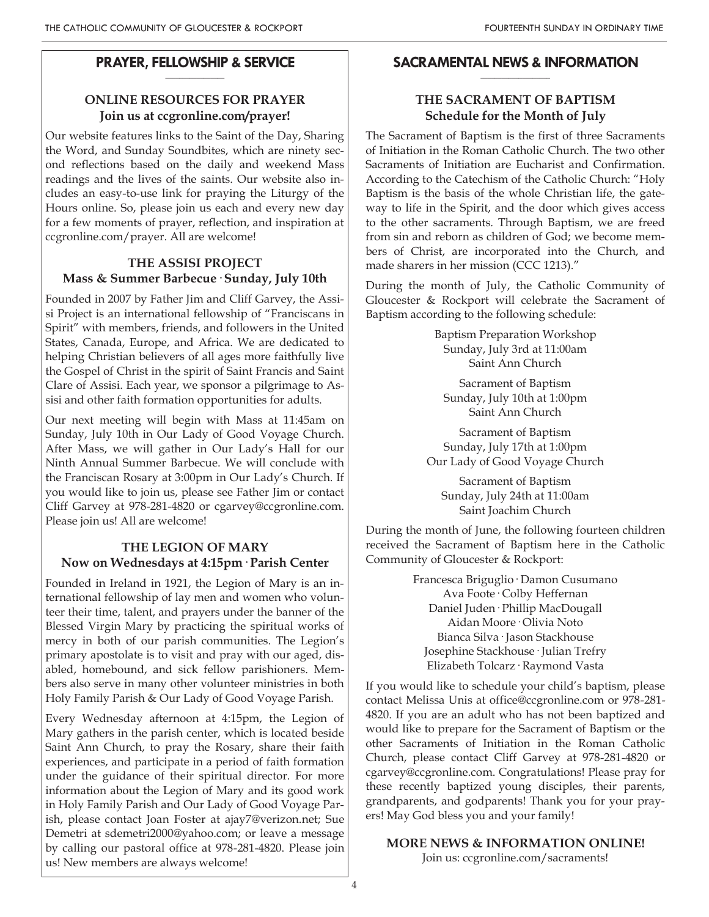## PRAYER, FELLOWSHIP & SERVICE

### ONLINE RESOURCES FOR PRAYER
**Join us at ccgronline.com/prayer!**

Our website features links to the Saint of the Day, Sharing the Word, and Sunday Soundbites, which are ninety second reflections based on the daily and weekend Mass readings and the lives of the saints. Our website also includes an easy-to-use link for praying the Liturgy of the Hours online. So, please join us each and every new day for a few moments of prayer, reflection, and inspiration at ccgronline.com/prayer. All are welcome!

### THE ASSISI PROJECT
**Mass & Summer Barbecue · Sunday, July 10th**

Founded in 2007 by Father Jim and Cliff Garvey, the Assisi Project is an international fellowship of "Franciscans in Spirit" with members, friends, and followers in the United States, Canada, Europe, and Africa. We are dedicated to helping Christian believers of all ages more faithfully live the Gospel of Christ in the spirit of Saint Francis and Saint Clare of Assisi. Each year, we sponsor a pilgrimage to Assisi and other faith formation opportunities for adults.

Our next meeting will begin with Mass at 11:45am on Sunday, July 10th in Our Lady of Good Voyage Church. After Mass, we will gather in Our Lady's Hall for our Ninth Annual Summer Barbecue. We will conclude with the Franciscan Rosary at 3:00pm in Our Lady's Church. If you would like to join us, please see Father Jim or contact Cliff Garvey at 978-281-4820 or cgarvey@ccgronline.com. Please join us! All are welcome!

### THE LEGION OF MARY
**Now on Wednesdays at 4:15pm · Parish Center**

Founded in Ireland in 1921, the Legion of Mary is an international fellowship of lay men and women who volunteer their time, talent, and prayers under the banner of the Blessed Virgin Mary by practicing the spiritual works of mercy in both of our parish communities. The Legion's primary apostolate is to visit and pray with our aged, disabled, homebound, and sick fellow parishioners. Members also serve in many other volunteer ministries in both Holy Family Parish & Our Lady of Good Voyage Parish.

Every Wednesday afternoon at 4:15pm, the Legion of Mary gathers in the parish center, which is located beside Saint Ann Church, to pray the Rosary, share their faith experiences, and participate in a period of faith formation under the guidance of their spiritual director. For more information about the Legion of Mary and its good work in Holy Family Parish and Our Lady of Good Voyage Parish, please contact Joan Foster at ajay7@verizon.net; Sue Demetri at sdemetri2000@yahoo.com; or leave a message by calling our pastoral office at 978-281-4820. Please join us! New members are always welcome!

## SACRAMENTAL NEWS & INFORMATION

### THE SACRAMENT OF BAPTISM
**Schedule for the Month of July**

The Sacrament of Baptism is the first of three Sacraments of Initiation in the Roman Catholic Church. The two other Sacraments of Initiation are Eucharist and Confirmation. According to the Catechism of the Catholic Church: "Holy Baptism is the basis of the whole Christian life, the gateway to life in the Spirit, and the door which gives access to the other sacraments. Through Baptism, we are freed from sin and reborn as children of God; we become members of Christ, are incorporated into the Church, and made sharers in her mission (CCC 1213)."

During the month of July, the Catholic Community of Gloucester & Rockport will celebrate the Sacrament of Baptism according to the following schedule:

Baptism Preparation Workshop  
Sunday, July 3rd at 11:00am  
Saint Ann Church

Sacrament of Baptism  
Sunday, July 10th at 1:00pm  
Saint Ann Church

Sacrament of Baptism  
Sunday, July 17th at 1:00pm  
Our Lady of Good Voyage Church

Sacrament of Baptism  
Sunday, July 24th at 11:00am  
Saint Joachim Church

During the month of June, the following fourteen children received the Sacrament of Baptism here in the Catholic Community of Gloucester & Rockport:

Francesca Briguglio · Damon Cusumano  
Ava Foote · Colby Heffernan  
Daniel Juden · Phillip MacDougall  
Aidan Moore · Olivia Noto  
Bianca Silva · Jason Stackhouse  
Josephine Stackhouse · Julian Trefry  
Elizabeth Tolcarz · Raymond Vasta

If you would like to schedule your child's baptism, please contact Melissa Unis at office@ccgronline.com or 978-281-4820. If you are an adult who has not been baptized and would like to prepare for the Sacrament of Baptism or the other Sacraments of Initiation in the Roman Catholic Church, please contact Cliff Garvey at 978-281-4820 or cgarvey@ccgronline.com. Congratulations! Please pray for these recently baptized young disciples, their parents, grandparents, and godparents! Thank you for your prayers! May God bless you and your family!

**MORE NEWS & INFORMATION ONLINE!**  
Join us: ccgronline.com/sacraments!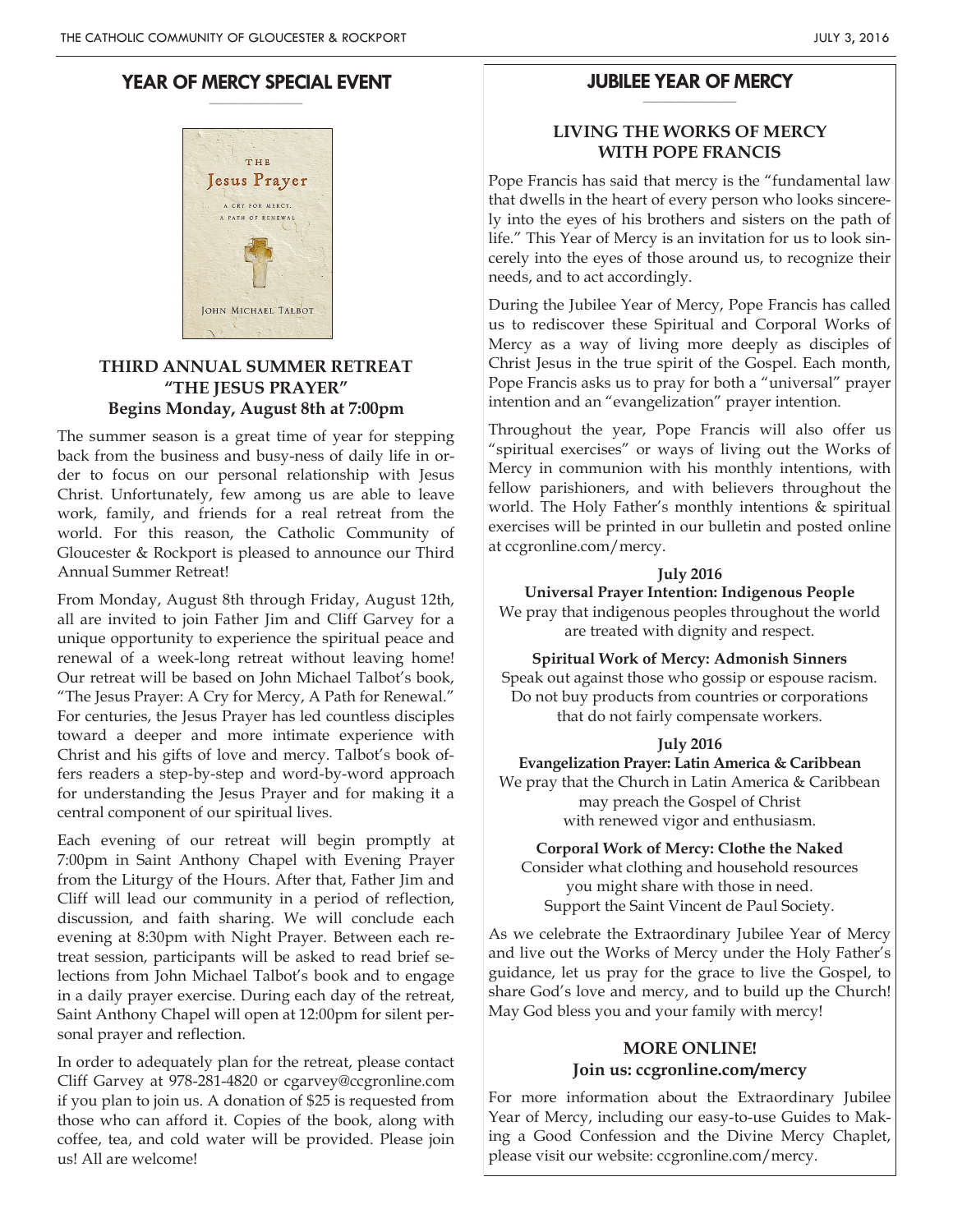## YEAR OF MERCY SPECIAL EVENT

### THIRD ANNUAL SUMMER RETREAT
### "THE JESUS PRAYER"
### Begins Monday, August 8th at 7:00pm

The summer season is a great time of year for stepping back from the business and busy-ness of daily life in order to focus on our personal relationship with Jesus Christ. Unfortunately, few among us are able to leave work, family, and friends for a real retreat from the world. For this reason, the Catholic Community of Gloucester & Rockport is pleased to announce our Third Annual Summer Retreat!

From Monday, August 8th through Friday, August 12th, all are invited to join Father Jim and Cliff Garvey for a unique opportunity to experience the spiritual peace and renewal of a week-long retreat without leaving home! Our retreat will be based on John Michael Talbot's book, "The Jesus Prayer: A Cry for Mercy, A Path for Renewal." For centuries, the Jesus Prayer has led countless disciples toward a deeper and more intimate experience with Christ and his gifts of love and mercy. Talbot's book offers readers a step-by-step and word-by-word approach for understanding the Jesus Prayer and for making it a central component of our spiritual lives.

Each evening of our retreat will begin promptly at 7:00pm in Saint Anthony Chapel with Evening Prayer from the Liturgy of the Hours. After that, Father Jim and Cliff will lead our community in a period of reflection, discussion, and faith sharing. We will conclude each evening at 8:30pm with Night Prayer. Between each retreat session, participants will be asked to read brief selections from John Michael Talbot's book and to engage in a daily prayer exercise. During each day of the retreat, Saint Anthony Chapel will open at 12:00pm for silent personal prayer and reflection.

In order to adequately plan for the retreat, please contact Cliff Garvey at 978-281-4820 or cgarvey@ccgronline.com if you plan to join us. A donation of $25 is requested from those who can afford it. Copies of the book, along with coffee, tea, and cold water will be provided. Please join us! All are welcome!

## JUBILEE YEAR OF MERCY

### LIVING THE WORKS OF MERCY WITH POPE FRANCIS

Pope Francis has said that mercy is the "fundamental law that dwells in the heart of every person who looks sincerely into the eyes of his brothers and sisters on the path of life." This Year of Mercy is an invitation for us to look sincerely into the eyes of those around us, to recognize their needs, and to act accordingly.

During the Jubilee Year of Mercy, Pope Francis has called us to rediscover these Spiritual and Corporal Works of Mercy as a way of living more deeply as disciples of Christ Jesus in the true spirit of the Gospel. Each month, Pope Francis asks us to pray for both a "universal" prayer intention and an "evangelization" prayer intention.

Throughout the year, Pope Francis will also offer us "spiritual exercises" or ways of living out the Works of Mercy in communion with his monthly intentions, with fellow parishioners, and with believers throughout the world. The Holy Father's monthly intentions & spiritual exercises will be printed in our bulletin and posted online at ccgronline.com/mercy.

**July 2016**
**Universal Prayer Intention: Indigenous People**
We pray that indigenous peoples throughout the world are treated with dignity and respect.

**Spiritual Work of Mercy: Admonish Sinners**
Speak out against those who gossip or espouse racism. Do not buy products from countries or corporations that do not fairly compensate workers.

**July 2016**
**Evangelization Prayer: Latin America & Caribbean**
We pray that the Church in Latin America & Caribbean may preach the Gospel of Christ with renewed vigor and enthusiasm.

**Corporal Work of Mercy: Clothe the Naked**
Consider what clothing and household resources you might share with those in need. Support the Saint Vincent de Paul Society.

As we celebrate the Extraordinary Jubilee Year of Mercy and live out the Works of Mercy under the Holy Father's guidance, let us pray for the grace to live the Gospel, to share God's love and mercy, and to build up the Church! May God bless you and your family with mercy!

### MORE ONLINE!
### Join us: ccgronline.com/mercy

For more information about the Extraordinary Jubilee Year of Mercy, including our easy-to-use Guides to Making a Good Confession and the Divine Mercy Chaplet, please visit our website: ccgronline.com/mercy.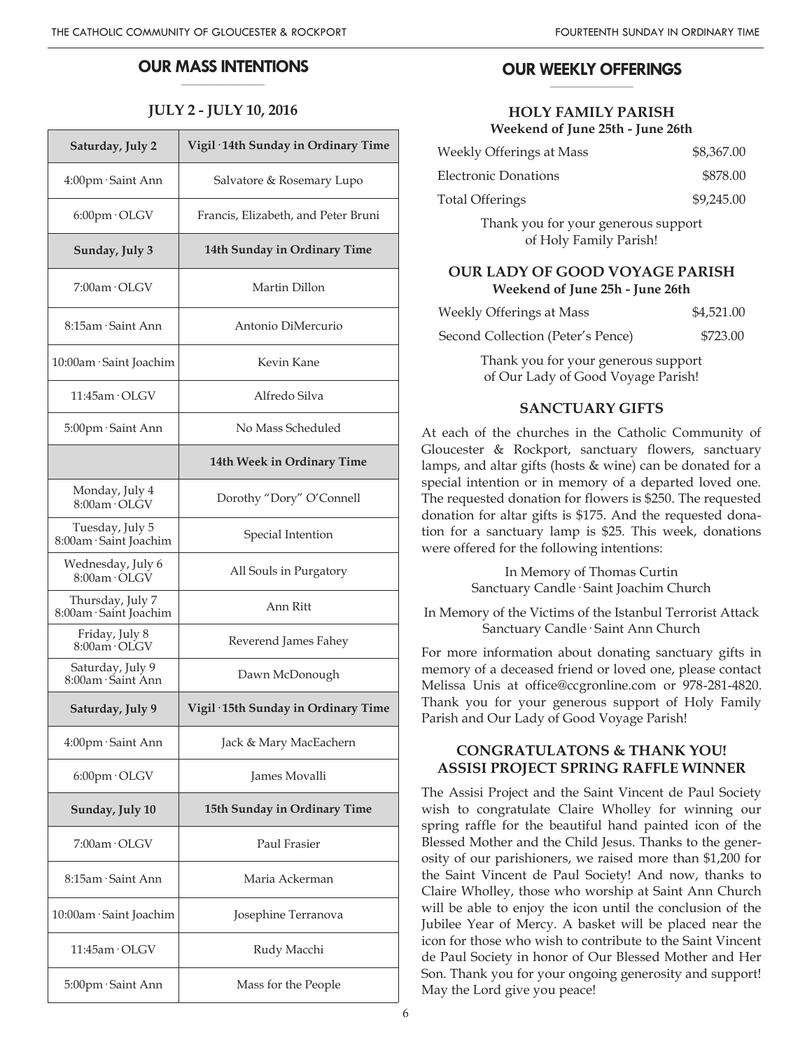## OUR MASS INTENTIONS

### JULY 2 - JULY 10, 2016

| Saturday, July 2 | Vigil · 14th Sunday in Ordinary Time |
|---|---|
| 4:00pm · Saint Ann | Salvatore & Rosemary Lupo |
| 6:00pm · OLGV | Francis, Elizabeth, and Peter Bruni |
| **Sunday, July 3** | **14th Sunday in Ordinary Time** |
| 7:00am · OLGV | Martin Dillon |
| 8:15am · Saint Ann | Antonio DiMercurio |
| 10:00am · Saint Joachim | Kevin Kane |
| 11:45am · OLGV | Alfredo Silva |
| 5:00pm · Saint Ann | No Mass Scheduled |
| | **14th Week in Ordinary Time** |
| Monday, July 4 8:00am · OLGV | Dorothy "Dory" O'Connell |
| Tuesday, July 5 8:00am · Saint Joachim | Special Intention |
| Wednesday, July 6 8:00am · OLGV | All Souls in Purgatory |
| Thursday, July 7 8:00am · Saint Joachim | Ann Ritt |
| Friday, July 8 8:00am · OLGV | Reverend James Fahey |
| Saturday, July 9 8:00am · Saint Ann | Dawn McDonough |
| **Saturday, July 9** | **Vigil · 15th Sunday in Ordinary Time** |
| 4:00pm · Saint Ann | Jack & Mary MacEachern |
| 6:00pm · OLGV | James Movalli |
| **Sunday, July 10** | **15th Sunday in Ordinary Time** |
| 7:00am · OLGV | Paul Frasier |
| 8:15am · Saint Ann | Maria Ackerman |
| 10:00am · Saint Joachim | Josephine Terranova |
| 11:45am · OLGV | Rudy Macchi |
| 5:00pm · Saint Ann | Mass for the People |

## OUR WEEKLY OFFERINGS

### HOLY FAMILY PARISH
**Weekend of June 25th - June 26th**

| | |
|---|---|
| Weekly Offerings at Mass | $8,367.00 |
| Electronic Donations | $878.00 |
| Total Offerings | $9,245.00 |

Thank you for your generous support of Holy Family Parish!

### OUR LADY OF GOOD VOYAGE PARISH
**Weekend of June 25h - June 26th**

| | |
|---|---|
| Weekly Offerings at Mass | $4,521.00 |
| Second Collection (Peter's Pence) | $723.00 |

Thank you for your generous support of Our Lady of Good Voyage Parish!

### SANCTUARY GIFTS

At each of the churches in the Catholic Community of Gloucester & Rockport, sanctuary flowers, sanctuary lamps, and altar gifts (hosts & wine) can be donated for a special intention or in memory of a departed loved one. The requested donation for flowers is $250. The requested donation for altar gifts is $175. And the requested donation for a sanctuary lamp is $25. This week, donations were offered for the following intentions:

In Memory of Thomas Curtin
Sanctuary Candle · Saint Joachim Church

In Memory of the Victims of the Istanbul Terrorist Attack
Sanctuary Candle · Saint Ann Church

For more information about donating sanctuary gifts in memory of a deceased friend or loved one, please contact Melissa Unis at office@ccgronline.com or 978-281-4820. Thank you for your generous support of Holy Family Parish and Our Lady of Good Voyage Parish!

### CONGRATULATONS & THANK YOU! ASSISI PROJECT SPRING RAFFLE WINNER

The Assisi Project and the Saint Vincent de Paul Society wish to congratulate Claire Wholley for winning our spring raffle for the beautiful hand painted icon of the Blessed Mother and the Child Jesus. Thanks to the generosity of our parishioners, we raised more than $1,200 for the Saint Vincent de Paul Society! And now, thanks to Claire Wholley, those who worship at Saint Ann Church will be able to enjoy the icon until the conclusion of the Jubilee Year of Mercy. A basket will be placed near the icon for those who wish to contribute to the Saint Vincent de Paul Society in honor of Our Blessed Mother and Her Son. Thank you for your ongoing generosity and support! May the Lord give you peace!